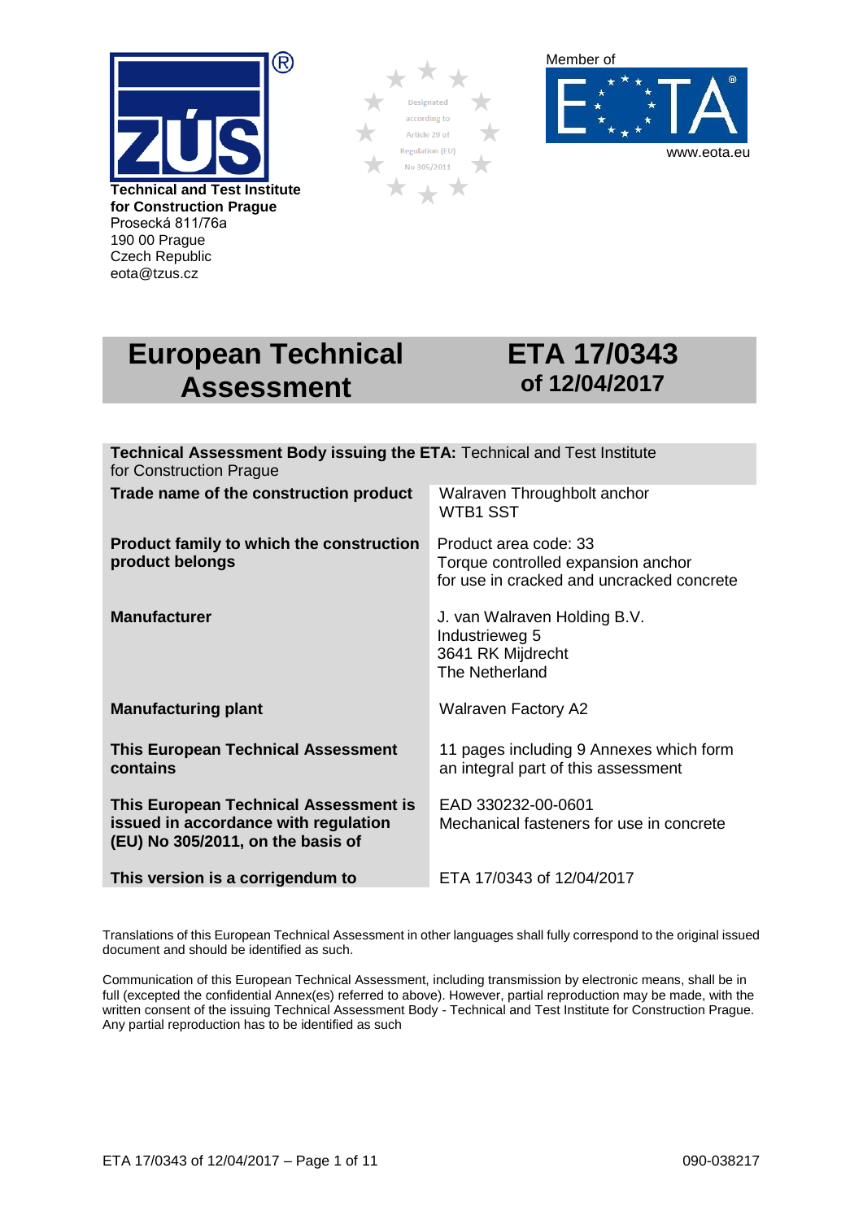**Technical and Test Institute for Construction Prague**
Prosecká 811/76a
190 00 Prague
Czech Republic
eota@tzus.cz

Designated according to Article 29 of Regulation (EU) No 305/2011

Member of
www.eota.eu

# European Technical Assessment

# ETA 17/0343
## of 12/04/2017

| **Technical Assessment Body issuing the ETA:** Technical and Test Institute for Construction Prague | |
|---|---|
| **Trade name of the construction product** | Walraven Throughbolt anchor WTB1 SST |
| **Product family to which the construction product belongs** | Product area code: 33<br>Torque controlled expansion anchor for use in cracked and uncracked concrete |
| **Manufacturer** | J. van Walraven Holding B.V.<br>Industrieweg 5<br>3641 RK Mijdrecht<br>The Netherland |
| **Manufacturing plant** | Walraven Factory A2 |
| **This European Technical Assessment contains** | 11 pages including 9 Annexes which form an integral part of this assessment |
| **This European Technical Assessment is issued in accordance with regulation (EU) No 305/2011, on the basis of** | EAD 330232-00-0601<br>Mechanical fasteners for use in concrete |
| **This version is a corrigendum to** | ETA 17/0343 of 12/04/2017 |

Translations of this European Technical Assessment in other languages shall fully correspond to the original issued document and should be identified as such.

Communication of this European Technical Assessment, including transmission by electronic means, shall be in full (excepted the confidential Annex(es) referred to above). However, partial reproduction may be made, with the written consent of the issuing Technical Assessment Body - Technical and Test Institute for Construction Prague. Any partial reproduction has to be identified as such

090-038217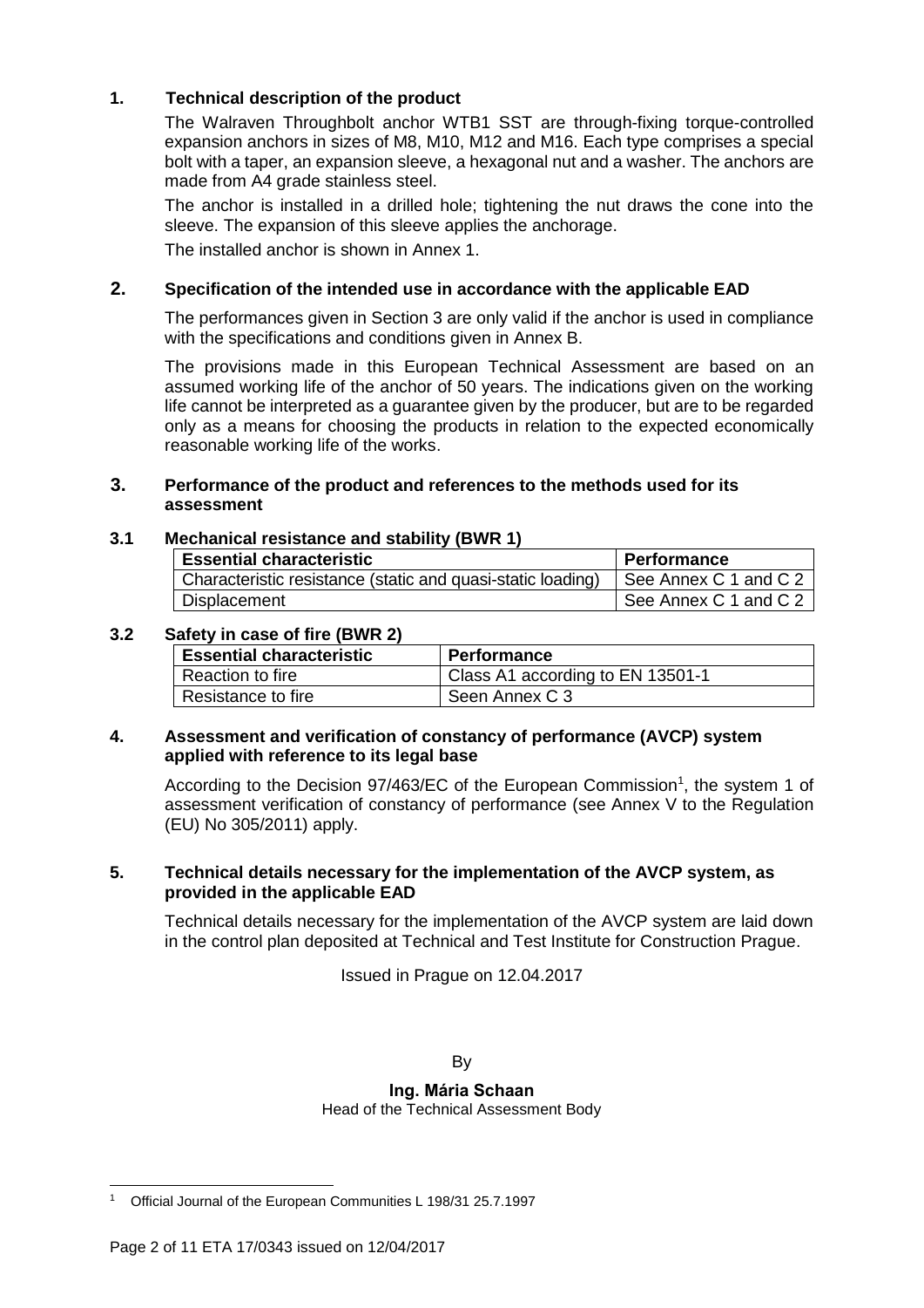## 1. Technical description of the product

The Walraven Throughbolt anchor WTB1 SST are through-fixing torque-controlled expansion anchors in sizes of M8, M10, M12 and M16. Each type comprises a special bolt with a taper, an expansion sleeve, a hexagonal nut and a washer. The anchors are made from A4 grade stainless steel.

The anchor is installed in a drilled hole; tightening the nut draws the cone into the sleeve. The expansion of this sleeve applies the anchorage.

The installed anchor is shown in Annex 1.

## 2. Specification of the intended use in accordance with the applicable EAD

The performances given in Section 3 are only valid if the anchor is used in compliance with the specifications and conditions given in Annex B.

The provisions made in this European Technical Assessment are based on an assumed working life of the anchor of 50 years. The indications given on the working life cannot be interpreted as a guarantee given by the producer, but are to be regarded only as a means for choosing the products in relation to the expected economically reasonable working life of the works.

## 3. Performance of the product and references to the methods used for its assessment

### 3.1 Mechanical resistance and stability (BWR 1)

| Essential characteristic | Performance |
|---|---|
| Characteristic resistance (static and quasi-static loading) | See Annex C 1 and C 2 |
| Displacement | See Annex C 1 and C 2 |

### 3.2 Safety in case of fire (BWR 2)

| Essential characteristic | Performance |
|---|---|
| Reaction to fire | Class A1 according to EN 13501-1 |
| Resistance to fire | Seen Annex C 3 |

## 4. Assessment and verification of constancy of performance (AVCP) system applied with reference to its legal base

According to the Decision 97/463/EC of the European Commission[1], the system 1 of assessment verification of constancy of performance (see Annex V to the Regulation (EU) No 305/2011) apply.

## 5. Technical details necessary for the implementation of the AVCP system, as provided in the applicable EAD

Technical details necessary for the implementation of the AVCP system are laid down in the control plan deposited at Technical and Test Institute for Construction Prague.

Issued in Prague on 12.04.2017

By

**Ing. Mária Schaan**
Head of the Technical Assessment Body

---

[1] Official Journal of the European Communities L 198/31 25.7.1997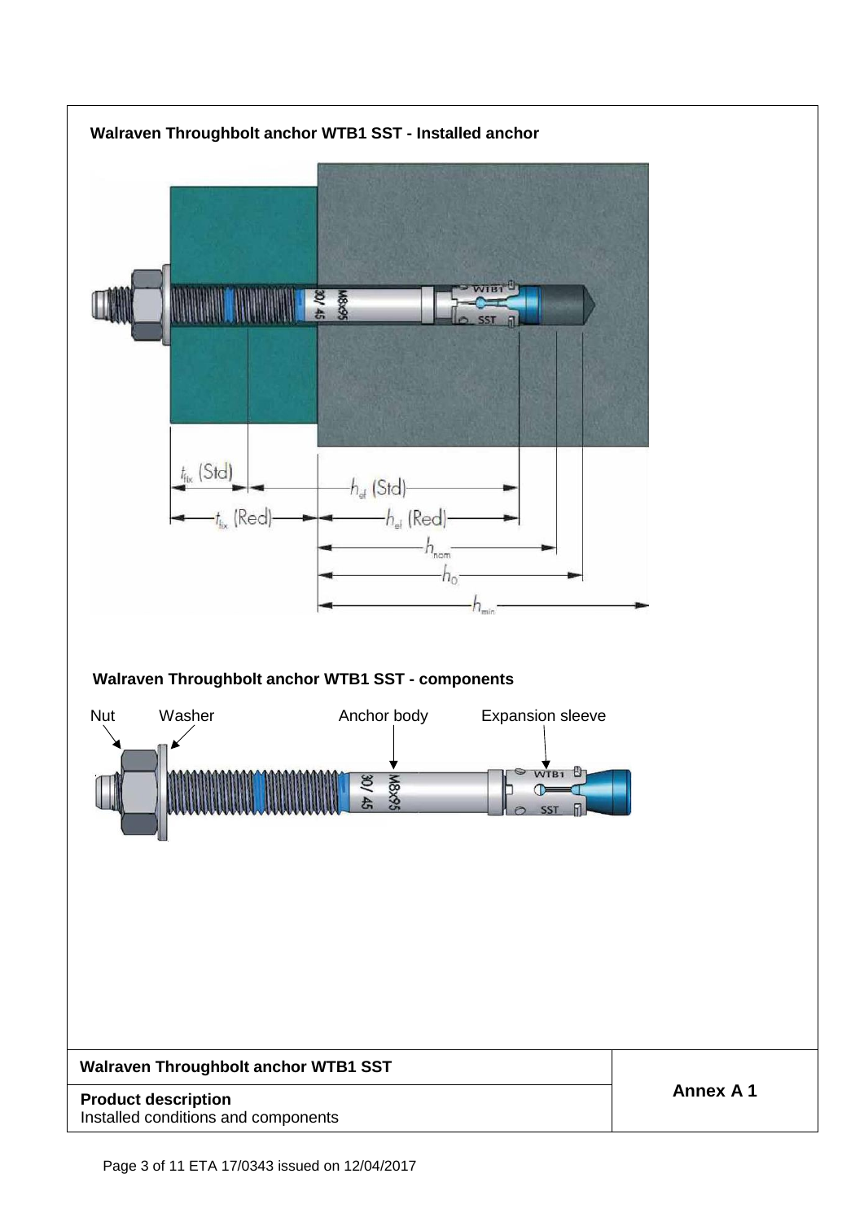**Walraven Throughbolt anchor WTB1 SST - Installed anchor**

$t_{fix}$ (Std)

$t_{fix}$ (Red)

$h_{ef}$ (Std)

$h_{ef}$ (Red)

$h_{nom}$

$h_0$

$h_{min}$

**Walraven Throughbolt anchor WTB1 SST - components**

Nut

Washer

Anchor body

Expansion sleeve

| Walraven Throughbolt anchor WTB1 SST | Annex A 1 |
|---|---|
| **Product description**<br>Installed conditions and components | |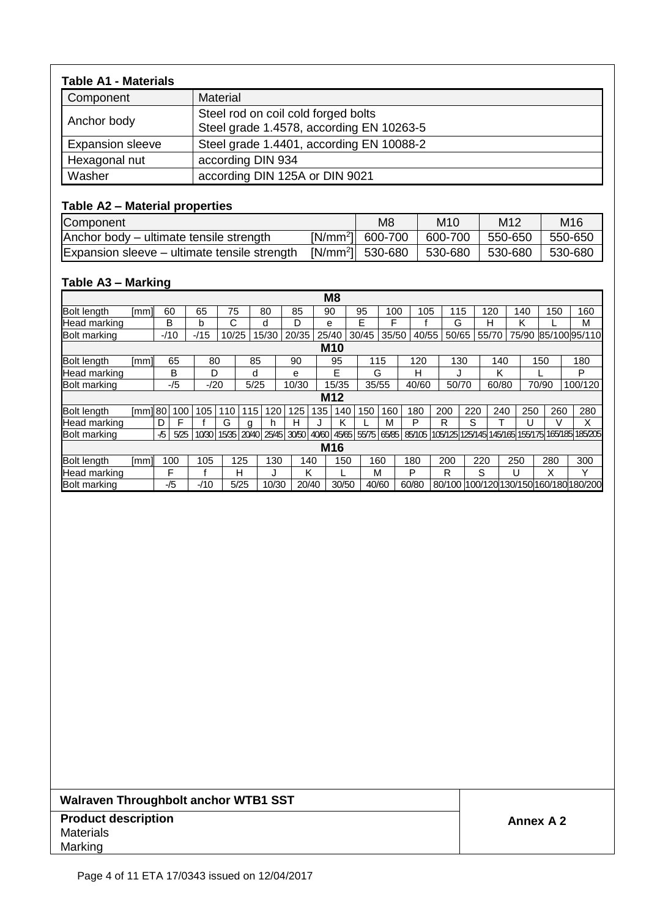**Table A1 - Materials**

| Component | Material |
|---|---|
| Anchor body | Steel rod on coil cold forged bolts<br>Steel grade 1.4578, according EN 10263-5 |
| Expansion sleeve | Steel grade 1.4401, according EN 10088-2 |
| Hexagonal nut | according DIN 934 |
| Washer | according DIN 125A or DIN 9021 |

**Table A2 – Material properties**

| Component | | M8 | M10 | M12 | M16 |
|---|---|---|---|---|---|
| Anchor body – ultimate tensile strength | [N/mm$^2$] | 600-700 | 600-700 | 550-650 | 550-650 |
| Expansion sleeve – ultimate tensile strength | [N/mm$^2$] | 530-680 | 530-680 | 530-680 | 530-680 |

**Table A3 – Marking**

**M8**

| Bolt length [mm] | 60 | 65 | 75 | 80 | 85 | 90 | 95 | 100 | 105 | 115 | 120 | 140 | 150 | 160 |
|---|---|---|---|---|---|---|---|---|---|---|---|---|---|---|
| Head marking | B | b | C | d | D | e | E | F | f | G | H | K | L | M |
| Bolt marking | -/10 | -/15 | 10/25 | 15/30 | 20/35 | 25/40 | 30/45 | 35/50 | 40/55 | 50/65 | 55/70 | 75/90 | 85/100 | 95/110 |

**M10**

| Bolt length [mm] | 65 | 80 | 85 | 90 | 95 | 115 | 120 | 130 | 140 | 150 | 180 |
|---|---|---|---|---|---|---|---|---|---|---|---|
| Head marking | B | D | d | e | E | G | H | J | K | L | P |
| Bolt marking | -/5 | -/20 | 5/25 | 10/30 | 15/35 | 35/55 | 40/60 | 50/70 | 60/80 | 70/90 | 100/120 |

**M12**

| Bolt length [mm] | 80 | 100 | 105 | 110 | 115 | 120 | 125 | 135 | 140 | 150 | 160 | 180 | 200 | 220 | 240 | 250 | 260 | 280 |
|---|---|---|---|---|---|---|---|---|---|---|---|---|---|---|---|---|---|---|
| Head marking | D | F | f | G | g | h | H | J | K | L | M | P | R | S | T | U | V | X |
| Bolt marking | -/5 | 5/25 | 10/30 | 15/35 | 20/40 | 25/45 | 30/50 | 40/60 | 45/65 | 55/75 | 65/85 | 85/105 | 105/125 | 125/145 | 145/165 | 155/175 | 165/185 | 185/205 |

**M16**

| Bolt length [mm] | 100 | 105 | 125 | 130 | 140 | 150 | 160 | 180 | 200 | 220 | 250 | 280 | 300 |
|---|---|---|---|---|---|---|---|---|---|---|---|---|---|
| Head marking | F | f | H | J | K | L | M | P | R | S | U | X | Y |
| Bolt marking | -/5 | -/10 | 5/25 | 10/30 | 20/40 | 30/50 | 40/60 | 60/80 | 80/100 | 100/120 | 130/150 | 160/180 | 180/200 |

| **Walraven Throughbolt anchor WTB1 SST** | |
|---|---|
| **Product description**<br>Materials<br>Marking | **Annex A 2** |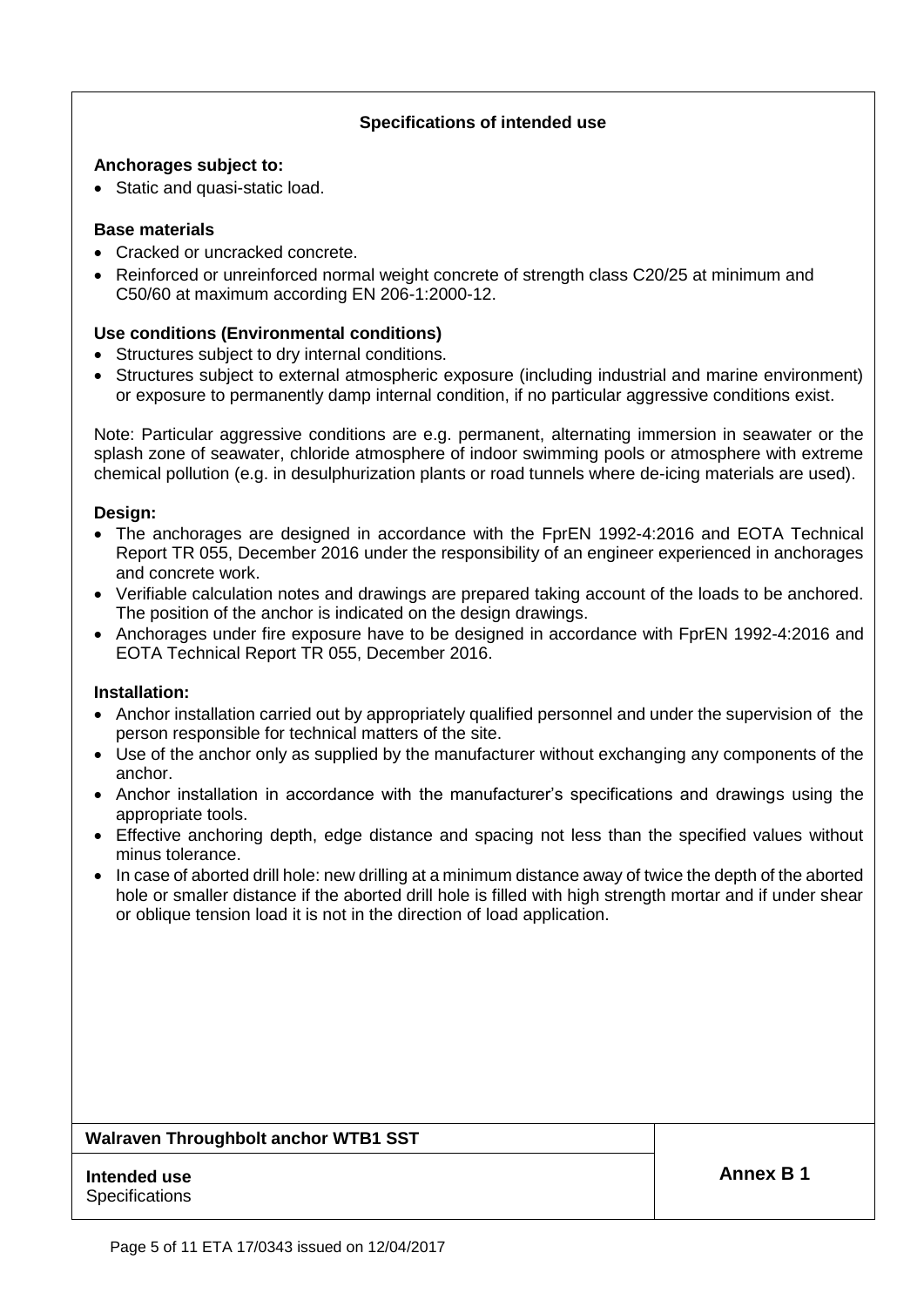## Specifications of intended use

**Anchorages subject to:**

- Static and quasi-static load.

**Base materials**

- Cracked or uncracked concrete.
- Reinforced or unreinforced normal weight concrete of strength class C20/25 at minimum and C50/60 at maximum according EN 206-1:2000-12.

**Use conditions (Environmental conditions)**

- Structures subject to dry internal conditions.
- Structures subject to external atmospheric exposure (including industrial and marine environment) or exposure to permanently damp internal condition, if no particular aggressive conditions exist.

Note: Particular aggressive conditions are e.g. permanent, alternating immersion in seawater or the splash zone of seawater, chloride atmosphere of indoor swimming pools or atmosphere with extreme chemical pollution (e.g. in desulphurization plants or road tunnels where de-icing materials are used).

**Design:**

- The anchorages are designed in accordance with the FprEN 1992-4:2016 and EOTA Technical Report TR 055, December 2016 under the responsibility of an engineer experienced in anchorages and concrete work.
- Verifiable calculation notes and drawings are prepared taking account of the loads to be anchored. The position of the anchor is indicated on the design drawings.
- Anchorages under fire exposure have to be designed in accordance with FprEN 1992-4:2016 and EOTA Technical Report TR 055, December 2016.

**Installation:**

- Anchor installation carried out by appropriately qualified personnel and under the supervision of the person responsible for technical matters of the site.
- Use of the anchor only as supplied by the manufacturer without exchanging any components of the anchor.
- Anchor installation in accordance with the manufacturer's specifications and drawings using the appropriate tools.
- Effective anchoring depth, edge distance and spacing not less than the specified values without minus tolerance.
- In case of aborted drill hole: new drilling at a minimum distance away of twice the depth of the aborted hole or smaller distance if the aborted drill hole is filled with high strength mortar and if under shear or oblique tension load it is not in the direction of load application.

| **Walraven Throughbolt anchor WTB1 SST** | |
|---|---|
| **Intended use**<br>Specifications | **Annex B 1** |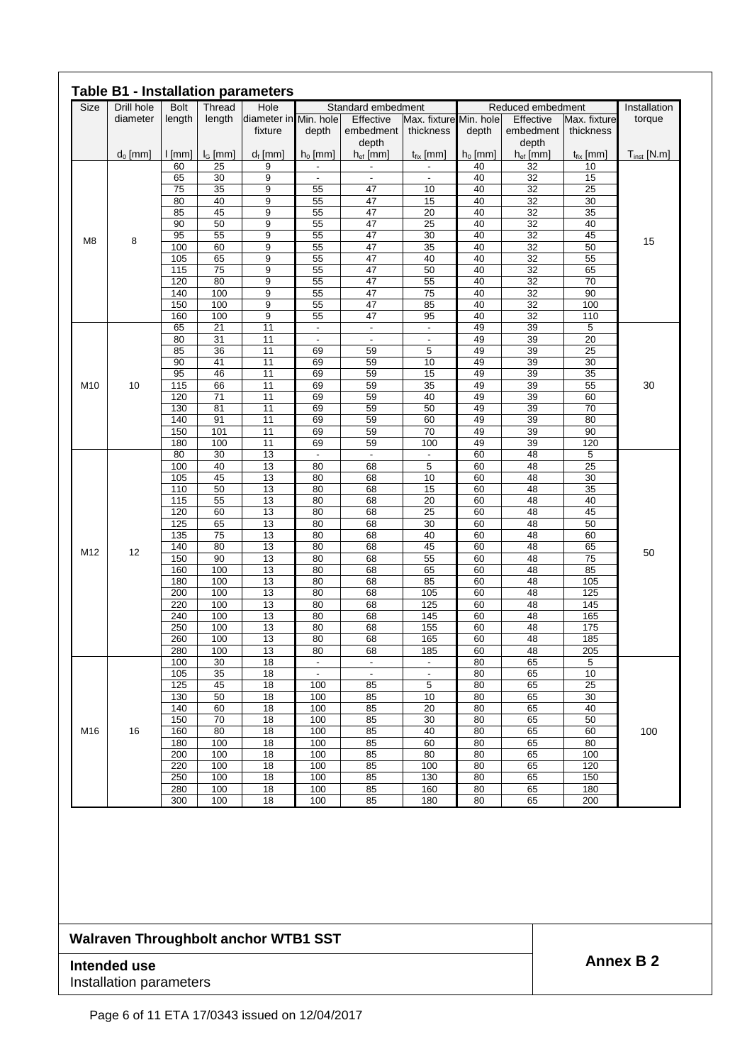## Table B1 - Installation parameters

| Size | Drill hole diameter | Bolt length | Thread length | Hole diameter in fixture | Standard embedment | | | Reduced embedment | | | Installation torque |
|---|---|---|---|---|---|---|---|---|---|---|---|
| | | | | | Min. hole depth | Effective embedment depth | Max. fixture thickness | Min. hole depth | Effective embedment depth | Max. fixture thickness | |
| | $d_0$ [mm] | l [mm] | $l_G$ [mm] | $d_f$ [mm] | $h_0$ [mm] | $h_{ef}$ [mm] | $t_{fix}$ [mm] | $h_0$ [mm] | $h_{ef}$ [mm] | $t_{fix}$ [mm] | $T_{inst}$ [N.m] |
| M8 | 8 | 60 | 25 | 9 | - | - | - | 40 | 32 | 10 | 15 |
| | | 65 | 30 | 9 | - | - | - | 40 | 32 | 15 | |
| | | 75 | 35 | 9 | 55 | 47 | 10 | 40 | 32 | 25 | |
| | | 80 | 40 | 9 | 55 | 47 | 15 | 40 | 32 | 30 | |
| | | 85 | 45 | 9 | 55 | 47 | 20 | 40 | 32 | 35 | |
| | | 90 | 50 | 9 | 55 | 47 | 25 | 40 | 32 | 40 | |
| | | 95 | 55 | 9 | 55 | 47 | 30 | 40 | 32 | 45 | |
| | | 100 | 60 | 9 | 55 | 47 | 35 | 40 | 32 | 50 | |
| | | 105 | 65 | 9 | 55 | 47 | 40 | 40 | 32 | 55 | |
| | | 115 | 75 | 9 | 55 | 47 | 50 | 40 | 32 | 65 | |
| | | 120 | 80 | 9 | 55 | 47 | 55 | 40 | 32 | 70 | |
| | | 140 | 100 | 9 | 55 | 47 | 75 | 40 | 32 | 90 | |
| | | 150 | 100 | 9 | 55 | 47 | 85 | 40 | 32 | 100 | |
| | | 160 | 100 | 9 | 55 | 47 | 95 | 40 | 32 | 110 | |
| M10 | 10 | 65 | 21 | 11 | - | - | - | 49 | 39 | 5 | 30 |
| | | 80 | 31 | 11 | - | - | - | 49 | 39 | 20 | |
| | | 85 | 36 | 11 | 69 | 59 | 5 | 49 | 39 | 25 | |
| | | 90 | 41 | 11 | 69 | 59 | 10 | 49 | 39 | 30 | |
| | | 95 | 46 | 11 | 69 | 59 | 15 | 49 | 39 | 35 | |
| | | 115 | 66 | 11 | 69 | 59 | 35 | 49 | 39 | 55 | |
| | | 120 | 71 | 11 | 69 | 59 | 40 | 49 | 39 | 60 | |
| | | 130 | 81 | 11 | 69 | 59 | 50 | 49 | 39 | 70 | |
| | | 140 | 91 | 11 | 69 | 59 | 60 | 49 | 39 | 80 | |
| | | 150 | 101 | 11 | 69 | 59 | 70 | 49 | 39 | 90 | |
| | | 180 | 100 | 11 | 69 | 59 | 100 | 49 | 39 | 120 | |
| M12 | 12 | 80 | 30 | 13 | - | - | - | 60 | 48 | 5 | 50 |
| | | 100 | 40 | 13 | 80 | 68 | 5 | 60 | 48 | 25 | |
| | | 105 | 45 | 13 | 80 | 68 | 10 | 60 | 48 | 30 | |
| | | 110 | 50 | 13 | 80 | 68 | 15 | 60 | 48 | 35 | |
| | | 115 | 55 | 13 | 80 | 68 | 20 | 60 | 48 | 40 | |
| | | 120 | 60 | 13 | 80 | 68 | 25 | 60 | 48 | 45 | |
| | | 125 | 65 | 13 | 80 | 68 | 30 | 60 | 48 | 50 | |
| | | 135 | 75 | 13 | 80 | 68 | 40 | 60 | 48 | 60 | |
| | | 140 | 80 | 13 | 80 | 68 | 45 | 60 | 48 | 65 | |
| | | 150 | 90 | 13 | 80 | 68 | 55 | 60 | 48 | 75 | |
| | | 160 | 100 | 13 | 80 | 68 | 65 | 60 | 48 | 85 | |
| | | 180 | 100 | 13 | 80 | 68 | 85 | 60 | 48 | 105 | |
| | | 200 | 100 | 13 | 80 | 68 | 105 | 60 | 48 | 125 | |
| | | 220 | 100 | 13 | 80 | 68 | 125 | 60 | 48 | 145 | |
| | | 240 | 100 | 13 | 80 | 68 | 145 | 60 | 48 | 165 | |
| | | 250 | 100 | 13 | 80 | 68 | 155 | 60 | 48 | 175 | |
| | | 260 | 100 | 13 | 80 | 68 | 165 | 60 | 48 | 185 | |
| | | 280 | 100 | 13 | 80 | 68 | 185 | 60 | 48 | 205 | |
| M16 | 16 | 100 | 30 | 18 | - | - | - | 80 | 65 | 5 | 100 |
| | | 105 | 35 | 18 | - | - | - | 80 | 65 | 10 | |
| | | 125 | 45 | 18 | 100 | 85 | 5 | 80 | 65 | 25 | |
| | | 130 | 50 | 18 | 100 | 85 | 10 | 80 | 65 | 30 | |
| | | 140 | 60 | 18 | 100 | 85 | 20 | 80 | 65 | 40 | |
| | | 150 | 70 | 18 | 100 | 85 | 30 | 80 | 65 | 50 | |
| | | 160 | 80 | 18 | 100 | 85 | 40 | 80 | 65 | 60 | |
| | | 180 | 100 | 18 | 100 | 85 | 60 | 80 | 65 | 80 | |
| | | 200 | 100 | 18 | 100 | 85 | 80 | 80 | 65 | 100 | |
| | | 220 | 100 | 18 | 100 | 85 | 100 | 80 | 65 | 120 | |
| | | 250 | 100 | 18 | 100 | 85 | 130 | 80 | 65 | 150 | |
| | | 280 | 100 | 18 | 100 | 85 | 160 | 80 | 65 | 180 | |
| | | 300 | 100 | 18 | 100 | 85 | 180 | 80 | 65 | 200 | |

**Walraven Throughbolt anchor WTB1 SST**

**Intended use**
Installation parameters

**Annex B 2**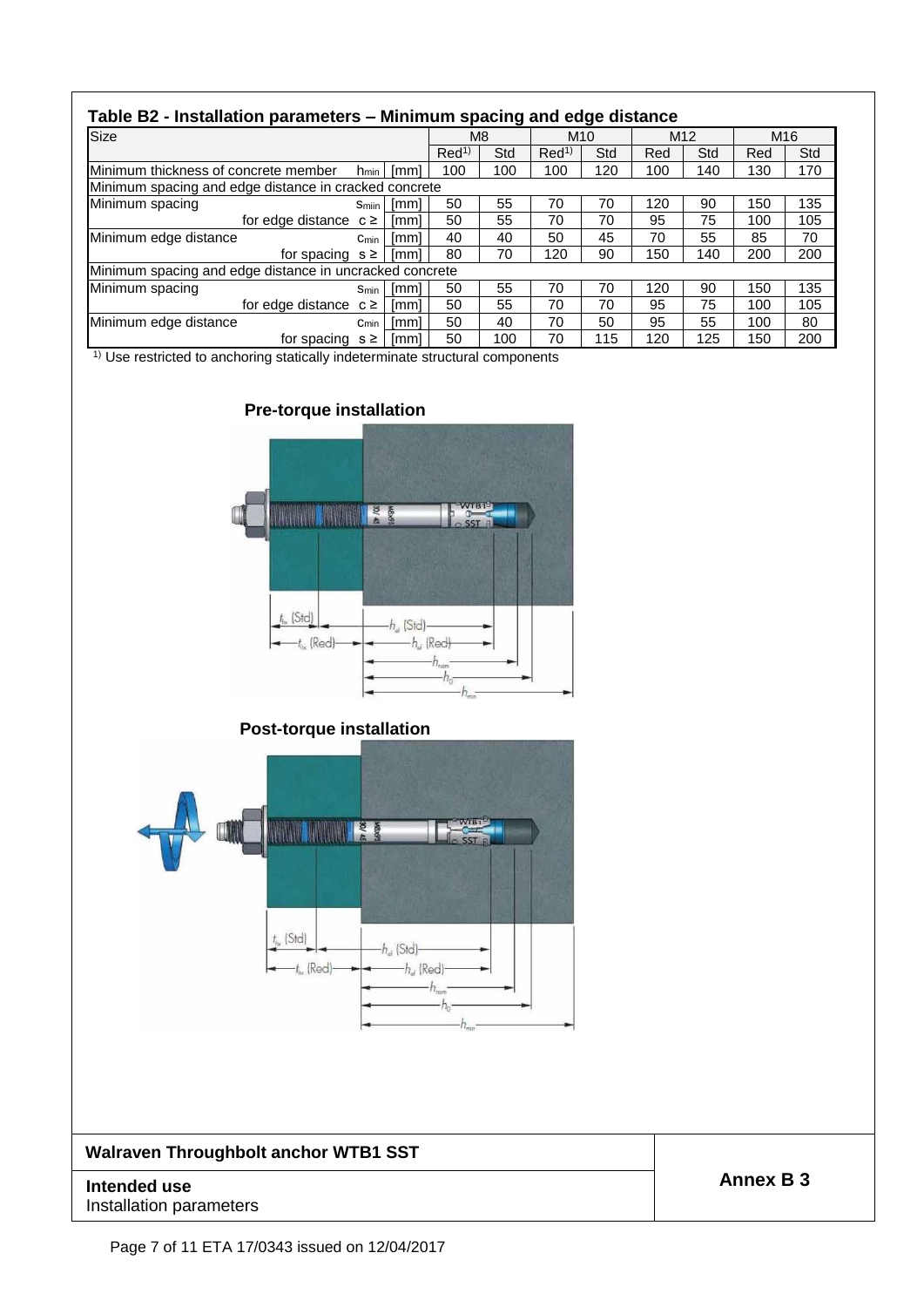## Table B2 - Installation parameters – Minimum spacing and edge distance

| Size | | | M8 | | M10 | | M12 | | M16 | |
|---|---|---|---|---|---|---|---|---|---|---|
| | | | Red[1] | Std | Red[1] | Std | Red | Std | Red | Std |
| Minimum thickness of concrete member | $h_{min}$ | [mm] | 100 | 100 | 100 | 120 | 100 | 140 | 130 | 170 |
| Minimum spacing and edge distance in cracked concrete | | | | | | | | | | |
| Minimum spacing | $s_{min}$ | [mm] | 50 | 55 | 70 | 70 | 120 | 90 | 150 | 135 |
| for edge distance | $c \geq$ | [mm] | 50 | 55 | 70 | 70 | 95 | 75 | 100 | 105 |
| Minimum edge distance | $c_{min}$ | [mm] | 40 | 40 | 50 | 45 | 70 | 55 | 85 | 70 |
| for spacing | $s \geq$ | [mm] | 80 | 70 | 120 | 90 | 150 | 140 | 200 | 200 |
| Minimum spacing and edge distance in uncracked concrete | | | | | | | | | | |
| Minimum spacing | $s_{min}$ | [mm] | 50 | 55 | 70 | 70 | 120 | 90 | 150 | 135 |
| for edge distance | $c \geq$ | [mm] | 50 | 55 | 70 | 70 | 95 | 75 | 100 | 105 |
| Minimum edge distance | $c_{min}$ | [mm] | 50 | 40 | 70 | 50 | 95 | 55 | 100 | 80 |
| for spacing | $s \geq$ | [mm] | 50 | 100 | 70 | 115 | 120 | 125 | 150 | 200 |

[1] Use restricted to anchoring statically indeterminate structural components

**Pre-torque installation**

**Post-torque installation**

**Walraven Throughbolt anchor WTB1 SST**

**Intended use**
Installation parameters

**Annex B 3**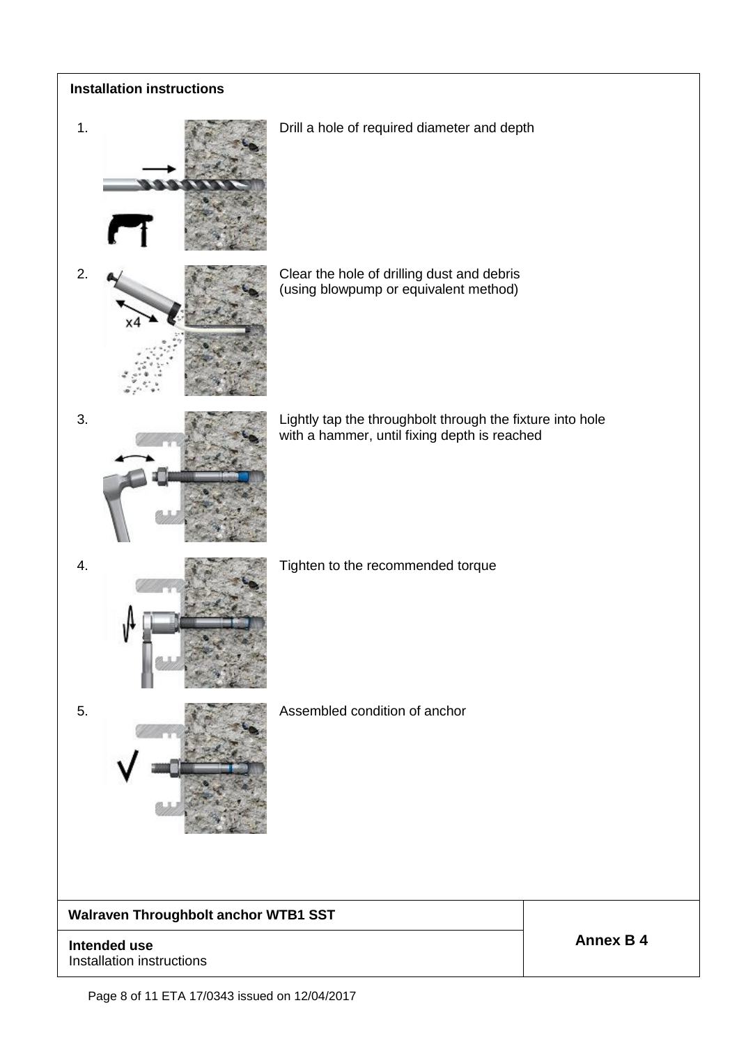**Installation instructions**

1. Drill a hole of required diameter and depth

2. Clear the hole of drilling dust and debris (using blowpump or equivalent method)

3. Lightly tap the throughbolt through the fixture into hole with a hammer, until fixing depth is reached

4. Tighten to the recommended torque

5. Assembled condition of anchor

| **Walraven Throughbolt anchor WTB1 SST** | **Annex B 4** |
|---|---|
| **Intended use**<br>Installation instructions | |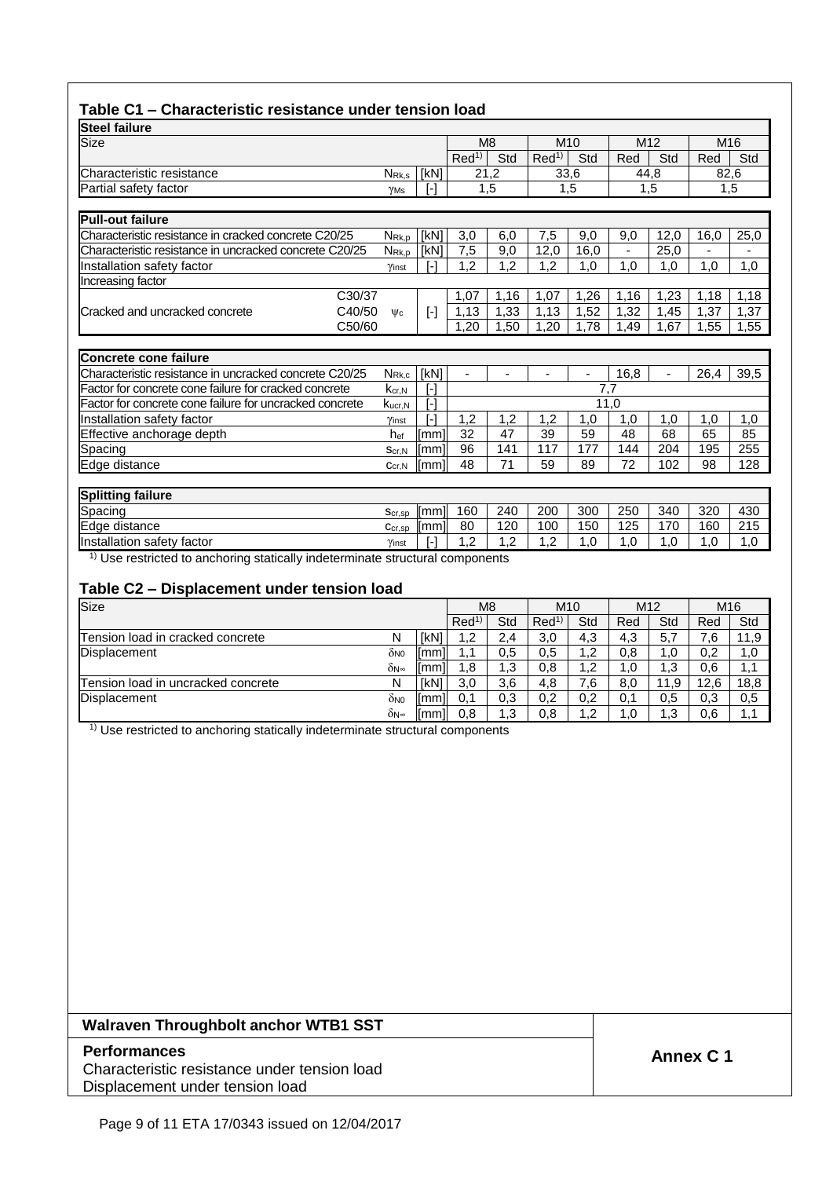## Table C1 – Characteristic resistance under tension load

| **Steel failure** | | | | | | | | | | | |
|---|---|---|---|---|---|---|---|---|---|---|---|
| Size | | | M8 | | M10 | | M12 | | M16 | |
| | | | Red[1)] | Std | Red[1)] | Std | Red | Std | Red | Std |
| Characteristic resistance | $N_{Rk,s}$ | [kN] | 21,2 | | 33,6 | | 44,8 | | 82,6 | |
| Partial safety factor | $\gamma_{Ms}$ | [-] | 1,5 | | 1,5 | | 1,5 | | 1,5 | |

| **Pull-out failure** | | | | | | | | | | |
|---|---|---|---|---|---|---|---|---|---|---|
| Characteristic resistance in cracked concrete C20/25 | $N_{Rk,p}$ | [kN] | 3,0 | 6,0 | 7,5 | 9,0 | 9,0 | 12,0 | 16,0 | 25,0 |
| Characteristic resistance in uncracked concrete C20/25 | $N_{Rk,p}$ | [kN] | 7,5 | 9,0 | 12,0 | 16,0 | - | 25,0 | - | - |
| Installation safety factor | $\gamma_{inst}$ | [-] | 1,2 | 1,2 | 1,2 | 1,0 | 1,0 | 1,0 | 1,0 | 1,0 |
| Increasing factor | | | | | | | | | | |
| Cracked and uncracked concrete C30/37 | $\psi_c$ | [-] | 1,07 | 1,16 | 1,07 | 1,26 | 1,16 | 1,23 | 1,18 | 1,18 |
| Cracked and uncracked concrete C40/50 | $\psi_c$ | [-] | 1,13 | 1,33 | 1,13 | 1,52 | 1,32 | 1,45 | 1,37 | 1,37 |
| Cracked and uncracked concrete C50/60 | $\psi_c$ | [-] | 1,20 | 1,50 | 1,20 | 1,78 | 1,49 | 1,67 | 1,55 | 1,55 |

| **Concrete cone failure** | | | | | | | | | | |
|---|---|---|---|---|---|---|---|---|---|---|
| Characteristic resistance in uncracked concrete C20/25 | $N_{Rk,c}$ | [kN] | - | - | - | - | 16,8 | - | 26,4 | 39,5 |
| Factor for concrete cone failure for cracked concrete | $k_{cr,N}$ | [-] | 7,7 | | | | | | | |
| Factor for concrete cone failure for uncracked concrete | $k_{ucr,N}$ | [-] | 11,0 | | | | | | | |
| Installation safety factor | $\gamma_{inst}$ | [-] | 1,2 | 1,2 | 1,2 | 1,0 | 1,0 | 1,0 | 1,0 | 1,0 |
| Effective anchorage depth | $h_{ef}$ | [mm] | 32 | 47 | 39 | 59 | 48 | 68 | 65 | 85 |
| Spacing | $s_{cr,N}$ | [mm] | 96 | 141 | 117 | 177 | 144 | 204 | 195 | 255 |
| Edge distance | $c_{cr,N}$ | [mm] | 48 | 71 | 59 | 89 | 72 | 102 | 98 | 128 |

| **Splitting failure** | | | | | | | | | | |
|---|---|---|---|---|---|---|---|---|---|---|
| Spacing | $s_{cr,sp}$ | [mm] | 160 | 240 | 200 | 300 | 250 | 340 | 320 | 430 |
| Edge distance | $c_{cr,sp}$ | [mm] | 80 | 120 | 100 | 150 | 125 | 170 | 160 | 215 |
| Installation safety factor | $\gamma_{inst}$ | [-] | 1,2 | 1,2 | 1,2 | 1,0 | 1,0 | 1,0 | 1,0 | 1,0 |

[1)] Use restricted to anchoring statically indeterminate structural components

## Table C2 – Displacement under tension load

| Size | | | M8 | | M10 | | M12 | | M16 | |
|---|---|---|---|---|---|---|---|---|---|---|
| | | | Red[1)] | Std | Red[1)] | Std | Red | Std | Red | Std |
| Tension load in cracked concrete | N | [kN] | 1,2 | 2,4 | 3,0 | 4,3 | 4,3 | 5,7 | 7,6 | 11,9 |
| Displacement | $\delta_{N0}$ | [mm] | 1,1 | 0,5 | 0,5 | 1,2 | 0,8 | 1,0 | 0,2 | 1,0 |
| | $\delta_{N\infty}$ | [mm] | 1,8 | 1,3 | 0,8 | 1,2 | 1,0 | 1,3 | 0,6 | 1,1 |
| Tension load in uncracked concrete | N | [kN] | 3,0 | 3,6 | 4,8 | 7,6 | 8,0 | 11,9 | 12,6 | 18,8 |
| Displacement | $\delta_{N0}$ | [mm] | 0,1 | 0,3 | 0,2 | 0,2 | 0,1 | 0,5 | 0,3 | 0,5 |
| | $\delta_{N\infty}$ | [mm] | 0,8 | 1,3 | 0,8 | 1,2 | 1,0 | 1,3 | 0,6 | 1,1 |

[1)] Use restricted to anchoring statically indeterminate structural components

| **Walraven Throughbolt anchor WTB1 SST** | |
|---|---|
| **Performances** Characteristic resistance under tension load Displacement under tension load | **Annex C 1** |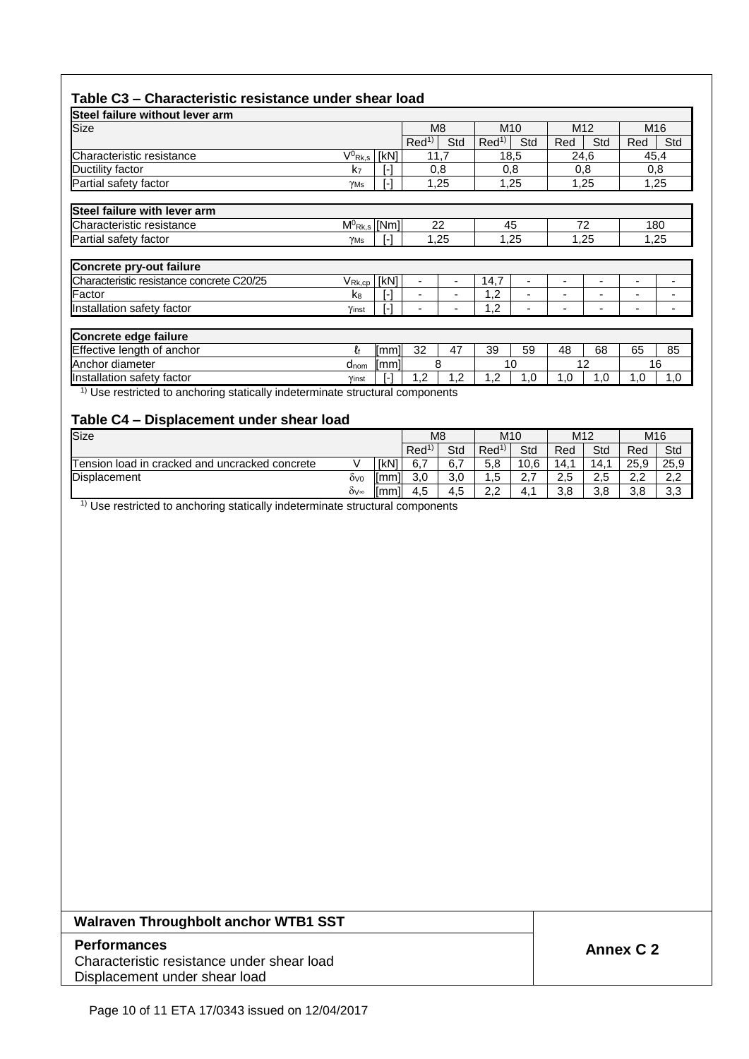## Table C3 – Characteristic resistance under shear load

| Steel failure without lever arm | | | | | | | | | | |
|---|---|---|---|---|---|---|---|---|---|---|
| Size | | | M8 | | M10 | | M12 | | M16 | |
| | | | Red[1)] | Std | Red[1)] | Std | Red | Std | Red | Std |
| Characteristic resistance | $V^0_{Rk,s}$ | [kN] | 11,7 | | 18,5 | | 24,6 | | 45,4 | |
| Ductility factor | $k_7$ | [-] | 0,8 | | 0,8 | | 0,8 | | 0,8 | |
| Partial safety factor | $\gamma_{Ms}$ | [-] | 1,25 | | 1,25 | | 1,25 | | 1,25 | |

| Steel failure with lever arm | | | | | | | | | | |
|---|---|---|---|---|---|---|---|---|---|---|
| Characteristic resistance | $M^0_{Rk,s}$ | [Nm] | 22 | | 45 | | 72 | | 180 | |
| Partial safety factor | $\gamma_{Ms}$ | [-] | 1,25 | | 1,25 | | 1,25 | | 1,25 | |

| Concrete pry-out failure | | | | | | | | | | |
|---|---|---|---|---|---|---|---|---|---|---|
| Characteristic resistance concrete C20/25 | $V_{Rk,cp}$ | [kN] | - | - | 14,7 | - | - | - | - | - |
| Factor | $k_8$ | [-] | - | - | 1,2 | - | - | - | - | - |
| Installation safety factor | $\gamma_{inst}$ | [-] | - | - | 1,2 | - | - | - | - | - |

| Concrete edge failure | | | | | | | | | | |
|---|---|---|---|---|---|---|---|---|---|---|
| Effective length of anchor | $\ell_f$ | [mm] | 32 | 47 | 39 | 59 | 48 | 68 | 65 | 85 |
| Anchor diameter | $d_{nom}$ | [mm] | 8 | | 10 | | 12 | | 16 | |
| Installation safety factor | $\gamma_{inst}$ | [-] | 1,2 | 1,2 | 1,2 | 1,0 | 1,0 | 1,0 | 1,0 | 1,0 |

[1)] Use restricted to anchoring statically indeterminate structural components

## Table C4 – Displacement under shear load

| Size | | | M8 | | M10 | | M12 | | M16 | |
|---|---|---|---|---|---|---|---|---|---|---|
| | | | Red[1)] | Std | Red[1)] | Std | Red | Std | Red | Std |
| Tension load in cracked and uncracked concrete | V | [kN] | 6,7 | 6,7 | 5,8 | 10,6 | 14,1 | 14,1 | 25,9 | 25,9 |
| Displacement | $\delta_{V0}$ | [mm] | 3,0 | 3,0 | 1,5 | 2,7 | 2,5 | 2,5 | 2,2 | 2,2 |
| | $\delta_{V\infty}$ | [mm] | 4,5 | 4,5 | 2,2 | 4,1 | 3,8 | 3,8 | 3,8 | 3,3 |

[1)] Use restricted to anchoring statically indeterminate structural components

| Walraven Throughbolt anchor WTB1 SST | |
|---|---|
| **Performances** Characteristic resistance under shear load Displacement under shear load | **Annex C 2** |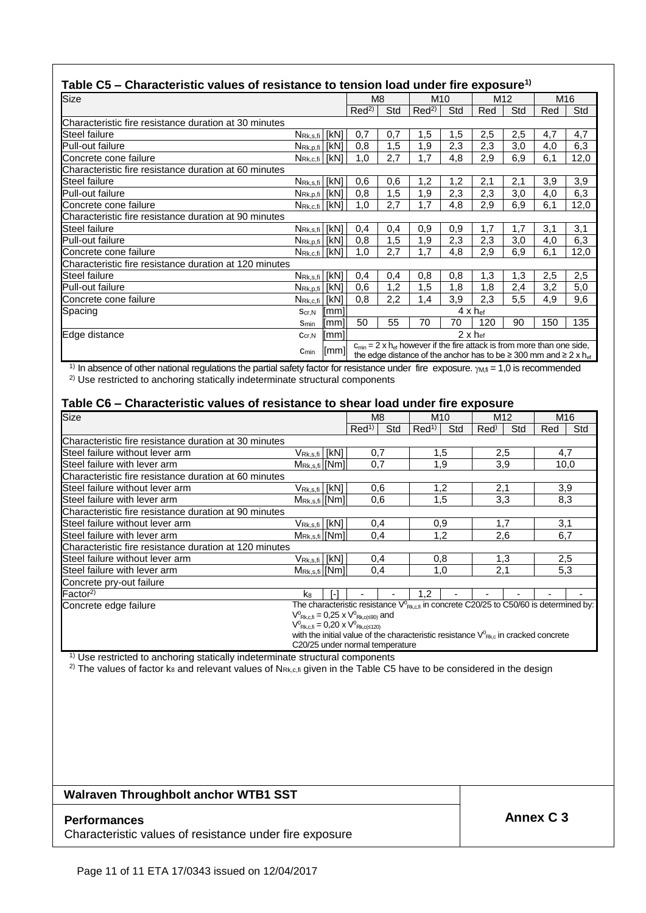## Table C5 – Characteristic values of resistance to tension load under fire exposure[1)]

| Size | | | M8 | | M10 | | M12 | | M16 | |
|---|---|---|---|---|---|---|---|---|---|---|
| | | | Red[2)] | Std | Red[2)] | Std | Red | Std | Red | Std |
| Characteristic fire resistance duration at 30 minutes | | | | | | | | | | |
| Steel failure | $N_{Rk,s,fi}$ | [kN] | 0,7 | 0,7 | 1,5 | 1,5 | 2,5 | 2,5 | 4,7 | 4,7 |
| Pull-out failure | $N_{Rk,p,fi}$ | [kN] | 0,8 | 1,5 | 1,9 | 2,3 | 2,3 | 3,0 | 4,0 | 6,3 |
| Concrete cone failure | $N_{Rk,c,fi}$ | [kN] | 1,0 | 2,7 | 1,7 | 4,8 | 2,9 | 6,9 | 6,1 | 12,0 |
| Characteristic fire resistance duration at 60 minutes | | | | | | | | | | |
| Steel failure | $N_{Rk,s,fi}$ | [kN] | 0,6 | 0,6 | 1,2 | 1,2 | 2,1 | 2,1 | 3,9 | 3,9 |
| Pull-out failure | $N_{Rk,p,fi}$ | [kN] | 0,8 | 1,5 | 1,9 | 2,3 | 2,3 | 3,0 | 4,0 | 6,3 |
| Concrete cone failure | $N_{Rk,c,fi}$ | [kN] | 1,0 | 2,7 | 1,7 | 4,8 | 2,9 | 6,9 | 6,1 | 12,0 |
| Characteristic fire resistance duration at 90 minutes | | | | | | | | | | |
| Steel failure | $N_{Rk,s,fi}$ | [kN] | 0,4 | 0,4 | 0,9 | 0,9 | 1,7 | 1,7 | 3,1 | 3,1 |
| Pull-out failure | $N_{Rk,p,fi}$ | [kN] | 0,8 | 1,5 | 1,9 | 2,3 | 2,3 | 3,0 | 4,0 | 6,3 |
| Concrete cone failure | $N_{Rk,c,fi}$ | [kN] | 1,0 | 2,7 | 1,7 | 4,8 | 2,9 | 6,9 | 6,1 | 12,0 |
| Characteristic fire resistance duration at 120 minutes | | | | | | | | | | |
| Steel failure | $N_{Rk,s,fi}$ | [kN] | 0,4 | 0,4 | 0,8 | 0,8 | 1,3 | 1,3 | 2,5 | 2,5 |
| Pull-out failure | $N_{Rk,p,fi}$ | [kN] | 0,6 | 1,2 | 1,5 | 1,8 | 1,8 | 2,4 | 3,2 | 5,0 |
| Concrete cone failure | $N_{Rk,c,fi}$ | [kN] | 0,8 | 2,2 | 1,4 | 3,9 | 2,3 | 5,5 | 4,9 | 9,6 |
| Spacing | $s_{cr,N}$ | [mm] | $4 \times h_{ef}$ | | | | | | | |
| | $s_{min}$ | [mm] | 50 | 55 | 70 | 70 | 120 | 90 | 150 | 135 |
| Edge distance | $c_{cr,N}$ | [mm] | $2 \times h_{ef}$ | | | | | | | |
| | $c_{min}$ | [mm] | $c_{min} = 2 \times h_{ef}$ however if the fire attack is from more than one side, the edge distance of the anchor has to be ≥ 300 mm and ≥ $2 \times h_{ef}$ | | | | | | | |

[1)] In absence of other national regulations the partial safety factor for resistance under fire exposure. $\gamma_{M,fi} = 1,0$ is recommended

[2)] Use restricted to anchoring statically indeterminate structural components

## Table C6 – Characteristic values of resistance to shear load under fire exposure

| Size | | | M8 | | M10 | | M12 | | M16 | |
|---|---|---|---|---|---|---|---|---|---|---|
| | | | Red[1)] | Std | Red[1)] | Std | Red[)] | Std | Red | Std |
| Characteristic fire resistance duration at 30 minutes | | | | | | | | | | |
| Steel failure without lever arm | $V_{Rk,s,fi}$ | [kN] | 0,7 | | 1,5 | | 2,5 | | 4,7 | |
| Steel failure with lever arm | $M_{Rk,s,fi}$ | [Nm] | 0,7 | | 1,9 | | 3,9 | | 10,0 | |
| Characteristic fire resistance duration at 60 minutes | | | | | | | | | | |
| Steel failure without lever arm | $V_{Rk,s,fi}$ | [kN] | 0,6 | | 1,2 | | 2,1 | | 3,9 | |
| Steel failure with lever arm | $M_{Rk,s,fi}$ | [Nm] | 0,6 | | 1,5 | | 3,3 | | 8,3 | |
| Characteristic fire resistance duration at 90 minutes | | | | | | | | | | |
| Steel failure without lever arm | $V_{Rk,s,fi}$ | [kN] | 0,4 | | 0,9 | | 1,7 | | 3,1 | |
| Steel failure with lever arm | $M_{Rk,s,fi}$ | [Nm] | 0,4 | | 1,2 | | 2,6 | | 6,7 | |
| Characteristic fire resistance duration at 120 minutes | | | | | | | | | | |
| Steel failure without lever arm | $V_{Rk,s,fi}$ | [kN] | 0,4 | | 0,8 | | 1,3 | | 2,5 | |
| Steel failure with lever arm | $M_{Rk,s,fi}$ | [Nm] | 0,4 | | 1,0 | | 2,1 | | 5,3 | |
| Concrete pry-out failure | | | | | | | | | | |
| Factor[2)] | $k_8$ | [-] | - | - | 1,2 | - | - | - | - | - |
| Concrete edge failure | | | The characteristic resistance $V^0_{Rk,c,fi}$ in concrete C20/25 to C50/60 is determined by: $V^0_{Rk,c,fi} = 0{,}25 \times V^0_{Rk,c(\le 90)}$ and $V^0_{Rk,c,fi} = 0{,}20 \times V^0_{Rk,c(\le 120)}$ with the initial value of the characteristic resistance $V^0_{Rk,c}$ in cracked concrete C20/25 under normal temperature | | | | | | | |

[1)] Use restricted to anchoring statically indeterminate structural components

[2)] The values of factor $k_8$ and relevant values of $N_{Rk,c,fi}$ given in the Table C5 have to be considered in the design

**Walraven Throughbolt anchor WTB1 SST**

**Performances**

Characteristic values of resistance under fire exposure

**Annex C 3**